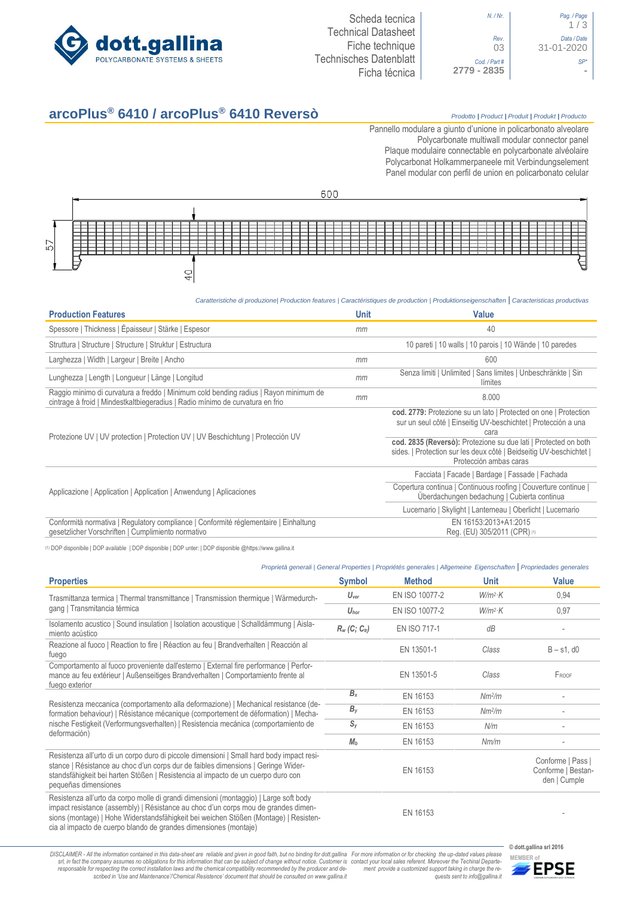Scheda tecnica
Technical Datasheet
Fiche technique
Technisches Datenblatt
Ficha técnica

N. / Nr.

Rev. 03

Cod. / Part # 2779 - 2835

Date / Date 31-01-2020

SP* -

# arcoPlus® 6410 / arcoPlus® 6410 Reversò

*Prodotto | Product | Produit | Produkt | Producto*

Pannello modulare a giunto d'unione in policarbonato alveolare
Polycarbonate multiwall modular connector panel
Plaque modulaire connectable en polycarbonate alvéolaire
Polycarbonat Holkammerpaneele mit Verbindungselement
Panel modular con perfil de union en policarbonato celular

600

57

40

*Caratteristiche di produzione| Production features | Caractéristiques de production | Produktionseigenschaften | Caracteristicas productivas*

| Production Features | Unit | Value |
|---|---|---|
| Spessore \| Thickness \| Épaisseur \| Stärke \| Espesor | *mm* | 40 |
| Struttura \| Structure \| Structure \| Struktur \| Estructura | | 10 pareti \| 10 walls \| 10 parois \| 10 Wände \| 10 paredes |
| Larghezza \| Width \| Largeur \| Breite \| Ancho | *mm* | 600 |
| Lunghezza \| Length \| Longueur \| Länge \| Longitud | *mm* | Senza limiti \| Unlimited \| Sans limites \| Unbeschränkte \| Sin límites |
| Raggio minimo di curvatura a freddo \| Minimum cold bending radius \| Rayon minimum de cintrage à froid \| Mindestkaltbiegeradius \| Radio mínimo de curvatura en frio | *mm* | 8.000 |
| Protezione UV \| UV protection \| Protection UV \| UV Beschichtung \| Protección UV | | **cod. 2779:** Protezione su un lato \| Protected on one \| Protection sur un seul côté \| Einseitig UV-beschichtet \| Protección a una cara |
| | | **cod. 2835 (Reversò):** Protezione su due lati \| Protected on both sides. \| Protection sur les deux côté \| Beidseitig UV-beschichtet \| Protección ambas caras |
| Applicazione \| Application \| Application \| Anwendung \| Aplicaciones | | Facciata \| Facade \| Bardage \| Fassade \| Fachada |
| | | Copertura continua \| Continuous roofing \| Couverture continue \| Überdachungen bedachung \| Cubierta continua |
| | | Lucernario \| Skylight \| Lanterneau \| Oberlicht \| Lucernario |
| Conformità normativa \| Regulatory compliance \| Conformité réglementaire \| Einhaltung gesetzlicher Vorschriften \| Cumplimiento normativo | | EN 16153:2013+A1:2015<br>Reg. (EU) 305/2011 (CPR) [1] |

[1] DOP disponibile | DOP available | DOP disponible | DOP unter: | DOP disponible @https://www.gallina.it

*Proprietà generali | General Properties | Propriétés generales | Allgemeine Eigenschaften | Propriedades generales*

| Properties | Symbol | Method | Unit | Value |
|---|---|---|---|---|
| Trasmittanza termica \| Thermal transmittance \| Transmission thermique \| Wärmedurchgang \| Transmitancia térmica | $U_{ver}$ | EN ISO 10077-2 | $W/m^2{\cdot}K$ | 0,94 |
| | $U_{hor}$ | EN ISO 10077-2 | $W/m^2{\cdot}K$ | 0,97 |
| Isolamento acustico \| Sound insulation \| Isolation acoustique \| Schalldämmung \| Aislamiento acústico | $R_w$ $(C; C_{tr})$ | EN ISO 717-1 | *dB* | - |
| Reazione al fuoco \| Reaction to fire \| Réaction au feu \| Brandverhalten \| Reacción al fuego | | EN 13501-1 | *Class* | B – s1, d0 |
| Comportamento al fuoco proveniente dall'esterno \| External fire performance \| Performance au feu extérieur \| Außenseitiges Brandverhalten \| Comportamiento frente al fuego exterior | | EN 13501-5 | *Class* | FROOF |
| Resistenza meccanica (comportamento alla deformazione) \| Mechanical resistance (deformation behaviour) \| Résistance mécanique (comportement de déformation) \| Mechanische Festigkeit (Verformungsverhalten) \| Resistencia mecánica (comportamiento de deformación) | $B_x$ | EN 16153 | $Nm^2/m$ | - |
| | $B_y$ | EN 16153 | $Nm^2/m$ | - |
| | $S_y$ | EN 16153 | *N/m* | - |
| | $M_b$ | EN 16153 | *Nm/m* | - |
| Resistenza all'urto di un corpo duro di piccole dimensioni \| Small hard body impact resistance \| Résistance au choc d'un corps dur de faibles dimensions \| Geringe Widerstandsfähigkeit bei harten Stößen \| Resistencia al impacto de un cuerpo duro con pequeñas dimensiones | | EN 16153 | | Conforme \| Pass \| Conforme \| Bestanden \| Cumple |
| Resistenza all'urto da corpo molle di grandi dimensioni (montaggio) \| Large soft body impact resistance (assembly) \| Résistance au choc d'un corps mou de grandes dimensions (montage) \| Hohe Widerstandsfähigkeit bei weichen Stößen (Montage) \| Resistencia al impacto de cuerpo blando de grandes dimensiones (montaje) | | EN 16153 | | - |

*DISCLAIMER - All the information contained in this data-sheet are reliable and given in good faith, but no binding for dott.gallina srl, in fact the company assumes no obligations for this information that can be subject of change without notice. Customer is responsable for respecting the correct installation laws and the chemical compatibility recommended by the producer and described in 'Use and Maintenance'/'Chemical Resistence' document that should be consulted on www.gallina.it For more information or for checking the up-dated values please contact your local sales referent. Moreover the Techinal Department provide a customized support taking in charge the requests sent to info@gallina.it*

© dott.gallina srl 2016

MEMBER of EPSE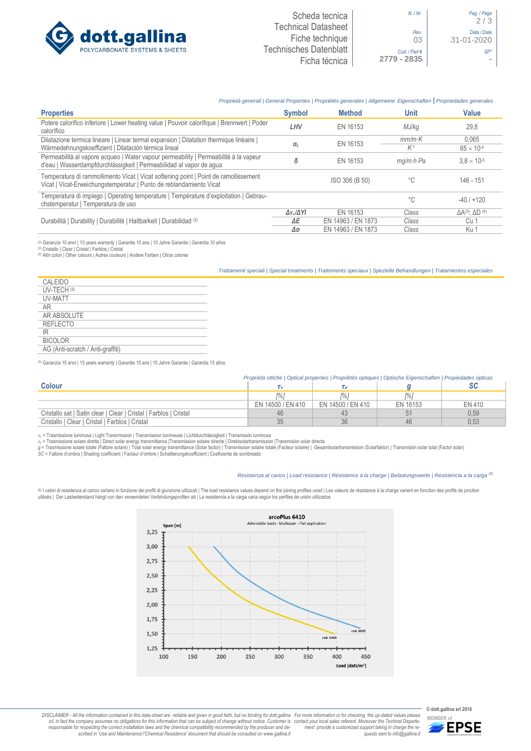Scheda tecnica
Technical Datasheet
Fiche technique
Technisches Datenblatt
Ficha técnica

N. / Nr.

Rev. 03

Cod. / Part # 2779 - 2835

Data / Date 31-01-2020

SP* -

*Proprietà generali | General Properties | Propriétés generales | Allgemeine Eigenschaften | Propriedades generales*

| Properties | Symbol | Method | Unit | Value |
|---|---|---|---|---|
| Potere calorifico inferiore \| Lower heating value \| Pouvoir calorifique \| Brennwert \| Poder calorífico | *LHV* | EN 16153 | *MJ/kg* | 29,8 |
| Dilatazione termica lineare \| Linear termal expansion \| Dilatation thermique linéaire \| Wärmedehnungskoeffizient \| Dilatación térmica lineal | $\alpha_L$ | EN 16153 | *mm/m·K* | 0,065 |
| | | | $K^{-1}$ | $65 \times 10^{-6}$ |
| Permeabilità al vapore acqueo \| Water vapour permeability \| Permeabilité à la vapeur d'eau \| Wasserdampfdurchlässigkeit \| Permeabilidad al vapor de agua | $\delta$ | EN 16153 | *mg/m·h·Pa* | $3{,}8 \times 10^{-5}$ |
| Temperatura di rammollimento Vicat \| Vicat softening point \| Point de ramollissement Vicat \| Vicat-Erweichungstemperatur \| Punto de reblandamiento Vicat | | ISO 306 (B 50) | °C | 146 - 151 |
| Temperatura di impiego \| Operating temperature \| Température d'exploitation \| Gebrauchstemperatur \| Temperatura de uso | | | °C | -40 / +120 |
| Durabilità \| Durability \| Durabilité \| Haltbarkeit \| Durabilidad [2] | $\Delta\tau_v/\Delta YI$ | EN 16153 | *Class* | ΔA[3]; ΔD [4] |
| | $\Delta E$ | EN 14963 / EN 1873 | *Class* | Cu 1 |
| | $\Delta\sigma$ | EN 14963 / EN 1873 | *Class* | Ku 1 |

[2] Garanzia 10 anni | 10 years warranty | Garantie 10 ans | 10 Jahre Garantie | Garantía 10 años
[3] Cristallo | Clear | Cristal | Farblos | Cristal
[4] Altri colori | Other colours | Autres couleurs | Andere Farben | Otros colores

*Trattamenti speciali | Special treatments | Traitements speciaux | Spezielle Behandlungen | Tratamientos especiales*

- CALEIDO
- UV-TECH [5]
- UV-MATT
- AR
- AR ABSOLUTE
- REFLECTO
- IR
- BICOLOR
- AG (Anti-scratch / Anti-graffiti)

[5] Garanzia 15 anni | 15 years warranty | Garantie 15 ans | 15 Jahre Garantie | Garantía 15 años

*Proprietà ottiche | Optical properties | Propriétés optiques | Optische Eigenschaften | Propiedades ópticas*

| Colour | $\tau_V$ | $\tau_e$ | *g* | *SC* |
|---|---|---|---|---|
| | [%] | [%] | [%] | |
| | EN 14500 / EN 410 | EN 14500 / EN 410 | EN 16153 | EN 410 |
| Cristallo sat \| Satin clear \| Clear \| Cristal \| Farblos \| Cristal | 46 | 43 | 51 | 0,59 |
| Cristallo \| Clear \| Cristal \| Farblos \| Cristal | 35 | 36 | 46 | 0,53 |

$\tau_v$ = Trasmissione luminosa | Light Transmission | Transmission lumineuse | Lichtdurchlässigkeit | Transmisión luminosa
$\tau_e$ = Trasmissione solare diretta | Direct solar energy transmittance |Transmission solaire directe | Direktsolartransmission |Transmisión solar directa
*g* = Trasmissione solare totale (Fattore solare) | Total solar energy transmittance (Solar factor) | Transmission solaire totale (Facteur solaire) | Gesamtsolartransmission (Solarfaktor) | Transmisión solar total (Factor solar)
*SC* = Fattore d'ombra | Shading coefficient | Facteur d'ombre | Schattierungskoeffizient | Coeficiente de sombreado

*Resistenza al carico | Load resistance | Résistence à la charge | Belastungswerte | Resistencia a la carga [6]*

[6] I valori di resistenza al carico variano in funzione dei profili di giunzione utilizzati | The load resistance values depend on the joining profiles used | Les valeurs de résistance à la charge varient en fonction des profils de jonction utilisés | Der Lastwiderstand hängt von den verwendeten Verbindungsprofilen ab | La resistencia a la carga varía según los perfiles de unión utilizados

**arcoPlus 6410**
Admissible loads - Multispan - Flat application

Span [m] (1,25 – 3,25) vs Load [daN/m²] (100 – 450); curves: cod. 4245, cod. 4635

DISCLAIMER - All the information contained in this data-sheet are reliable and given in good faith, but no binding for dott.gallina srl, in fact the company assumes no obligations for this information that can be subject of change without notice. Customer is responsable for respecting the correct installation laws and the chemical compatibility recommended by the producer and described in 'Use and Maintenance'/'Chemical Resistence' document that should be consulted on www.gallina.it

For more information or for checking the up-dated values please contact your local sales referent. Moreover the Techinal Department provide a customized support taking in charge the requests sent to info@gallina.it

© dott.gallina srl 2016
MEMBER of EPSE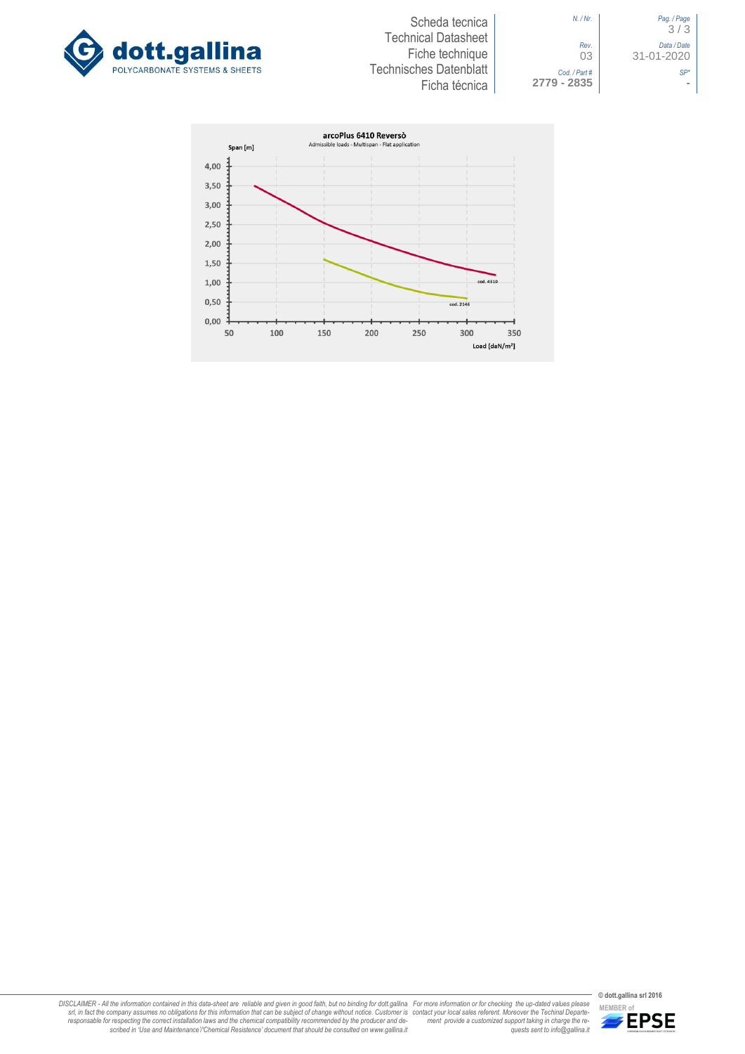arcoPlus 6410 Reversò

Admissible loads - Multispan - Flat application

Span [m]

4,00
3,50
3,00
2,50
2,00
1,50
1,00
0,50
0,00

50 100 150 200 250 300 350

Load [daN/m²]

cod. 4310

cod. 2146

DISCLAIMER - All the information contained in this data-sheet are reliable and given in good faith, but no binding for dott.gallina srl, in fact the company assumes no obligations for this information that can be subject of change without notice. Customer is responsable for respecting the correct installation laws and the chemical compatibility recommended by the producer and described in 'Use and Maintenance'/'Chemical Resistence' document that should be consulted on www.gallina.it

For more information or for checking the up-dated values please contact your local sales referent. Moreover the Techinal Department provide a customized support taking in charge the requests sent to info@gallina.it

© dott.gallina srl 2016

MEMBER of EPSE